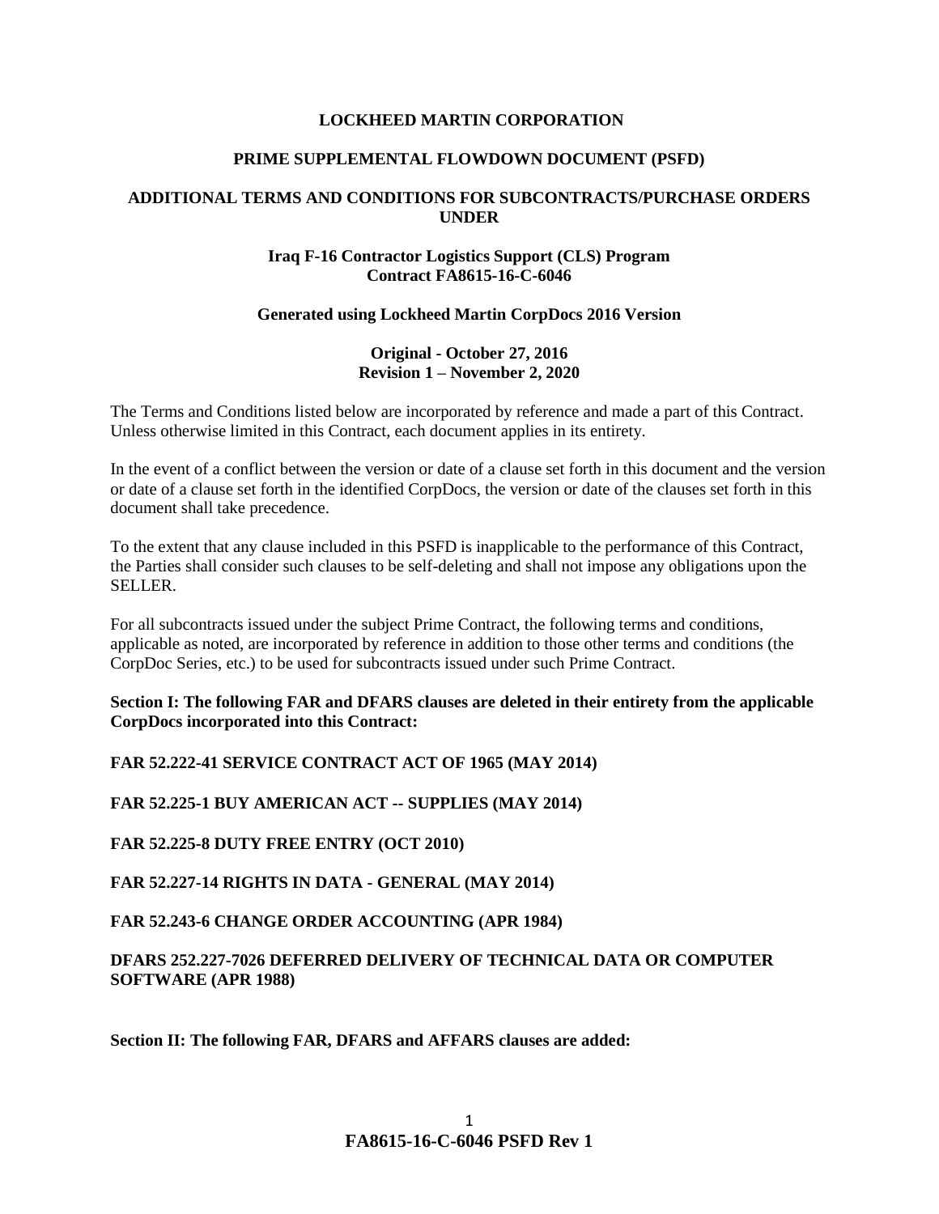# LOCKHEED MARTIN CORPORATION

## PRIME SUPPLEMENTAL FLOWDOWN DOCUMENT (PSFD)

## ADDITIONAL TERMS AND CONDITIONS FOR SUBCONTRACTS/PURCHASE ORDERS UNDER

### Iraq F-16 Contractor Logistics Support (CLS) Program
### Contract FA8615-16-C-6046

**Generated using Lockheed Martin CorpDocs 2016 Version**

**Original - October 27, 2016**
**Revision 1 – November 2, 2020**

The Terms and Conditions listed below are incorporated by reference and made a part of this Contract. Unless otherwise limited in this Contract, each document applies in its entirety.

In the event of a conflict between the version or date of a clause set forth in this document and the version or date of a clause set forth in the identified CorpDocs, the version or date of the clauses set forth in this document shall take precedence.

To the extent that any clause included in this PSFD is inapplicable to the performance of this Contract, the Parties shall consider such clauses to be self-deleting and shall not impose any obligations upon the SELLER.

For all subcontracts issued under the subject Prime Contract, the following terms and conditions, applicable as noted, are incorporated by reference in addition to those other terms and conditions (the CorpDoc Series, etc.) to be used for subcontracts issued under such Prime Contract.

**Section I: The following FAR and DFARS clauses are deleted in their entirety from the applicable CorpDocs incorporated into this Contract:**

**FAR 52.222-41 SERVICE CONTRACT ACT OF 1965 (MAY 2014)**

**FAR 52.225-1 BUY AMERICAN ACT -- SUPPLIES (MAY 2014)**

**FAR 52.225-8 DUTY FREE ENTRY (OCT 2010)**

**FAR 52.227-14 RIGHTS IN DATA - GENERAL (MAY 2014)**

**FAR 52.243-6 CHANGE ORDER ACCOUNTING (APR 1984)**

**DFARS 252.227-7026 DEFERRED DELIVERY OF TECHNICAL DATA OR COMPUTER SOFTWARE (APR 1988)**

**Section II: The following FAR, DFARS and AFFARS clauses are added:**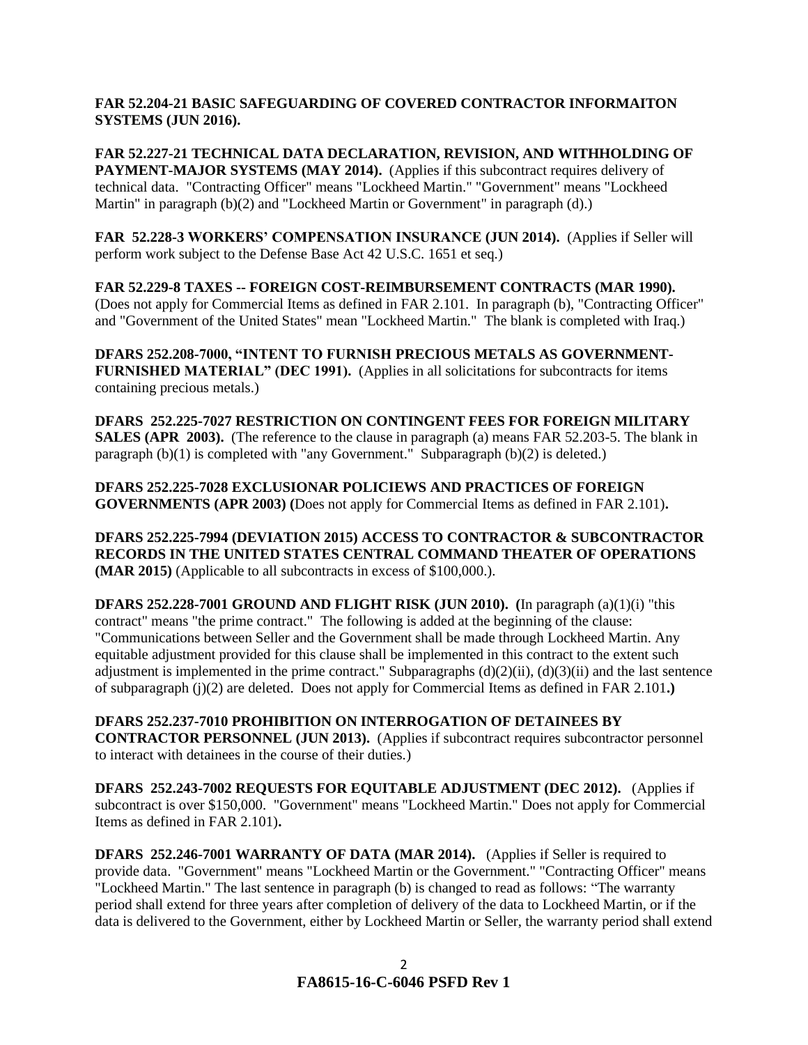**FAR 52.204-21 BASIC SAFEGUARDING OF COVERED CONTRACTOR INFORMAITON SYSTEMS (JUN 2016).**

**FAR 52.227-21 TECHNICAL DATA DECLARATION, REVISION, AND WITHHOLDING OF PAYMENT-MAJOR SYSTEMS (MAY 2014).** (Applies if this subcontract requires delivery of technical data. "Contracting Officer" means "Lockheed Martin." "Government" means "Lockheed Martin" in paragraph (b)(2) and "Lockheed Martin or Government" in paragraph (d).)

**FAR 52.228-3 WORKERS' COMPENSATION INSURANCE (JUN 2014).** (Applies if Seller will perform work subject to the Defense Base Act 42 U.S.C. 1651 et seq.)

**FAR 52.229-8 TAXES -- FOREIGN COST-REIMBURSEMENT CONTRACTS (MAR 1990).** (Does not apply for Commercial Items as defined in FAR 2.101. In paragraph (b), "Contracting Officer" and "Government of the United States" mean "Lockheed Martin." The blank is completed with Iraq.)

**DFARS 252.208-7000, "INTENT TO FURNISH PRECIOUS METALS AS GOVERNMENT-FURNISHED MATERIAL" (DEC 1991).** (Applies in all solicitations for subcontracts for items containing precious metals.)

**DFARS 252.225-7027 RESTRICTION ON CONTINGENT FEES FOR FOREIGN MILITARY SALES (APR 2003).** (The reference to the clause in paragraph (a) means FAR 52.203-5. The blank in paragraph (b)(1) is completed with "any Government." Subparagraph (b)(2) is deleted.)

**DFARS 252.225-7028 EXCLUSIONAR POLICIEWS AND PRACTICES OF FOREIGN GOVERNMENTS (APR 2003) (**Does not apply for Commercial Items as defined in FAR 2.101)**.**

**DFARS 252.225-7994 (DEVIATION 2015) ACCESS TO CONTRACTOR & SUBCONTRACTOR RECORDS IN THE UNITED STATES CENTRAL COMMAND THEATER OF OPERATIONS (MAR 2015)** (Applicable to all subcontracts in excess of $100,000.).

**DFARS 252.228-7001 GROUND AND FLIGHT RISK (JUN 2010). (**In paragraph (a)(1)(i) "this contract" means "the prime contract." The following is added at the beginning of the clause: "Communications between Seller and the Government shall be made through Lockheed Martin. Any equitable adjustment provided for this clause shall be implemented in this contract to the extent such adjustment is implemented in the prime contract." Subparagraphs (d)(2)(ii), (d)(3)(ii) and the last sentence of subparagraph (j)(2) are deleted. Does not apply for Commercial Items as defined in FAR 2.101**.)**

**DFARS 252.237-7010 PROHIBITION ON INTERROGATION OF DETAINEES BY CONTRACTOR PERSONNEL (JUN 2013).** (Applies if subcontract requires subcontractor personnel to interact with detainees in the course of their duties.)

**DFARS 252.243-7002 REQUESTS FOR EQUITABLE ADJUSTMENT (DEC 2012).** (Applies if subcontract is over $150,000. "Government" means "Lockheed Martin." Does not apply for Commercial Items as defined in FAR 2.101)**.**

**DFARS 252.246-7001 WARRANTY OF DATA (MAR 2014).** (Applies if Seller is required to provide data. "Government" means "Lockheed Martin or the Government." "Contracting Officer" means "Lockheed Martin." The last sentence in paragraph (b) is changed to read as follows: "The warranty period shall extend for three years after completion of delivery of the data to Lockheed Martin, or if the data is delivered to the Government, either by Lockheed Martin or Seller, the warranty period shall extend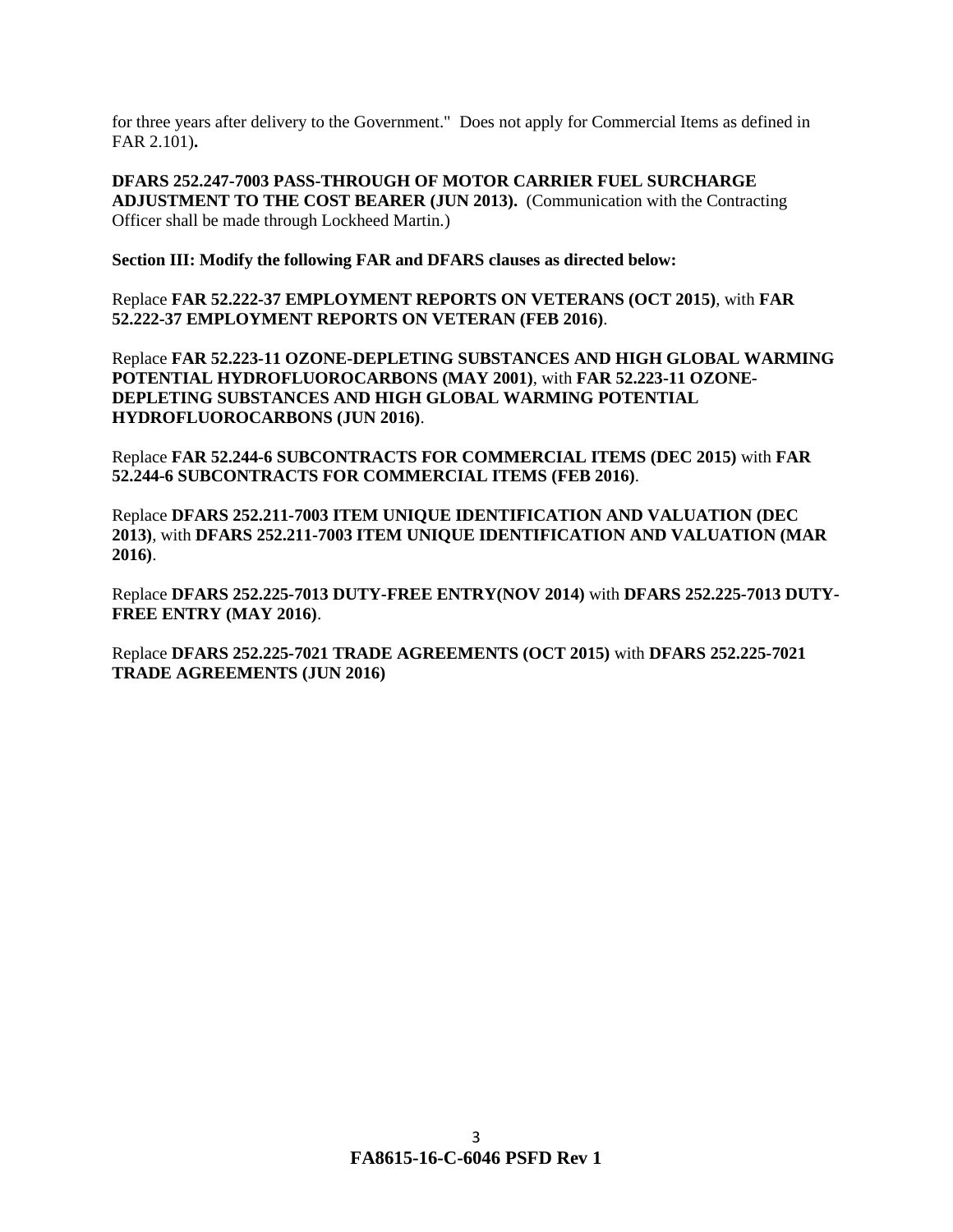for three years after delivery to the Government." Does not apply for Commercial Items as defined in FAR 2.101)**.**

**DFARS 252.247-7003 PASS-THROUGH OF MOTOR CARRIER FUEL SURCHARGE ADJUSTMENT TO THE COST BEARER (JUN 2013).** (Communication with the Contracting Officer shall be made through Lockheed Martin.)

**Section III: Modify the following FAR and DFARS clauses as directed below:**

Replace **FAR 52.222-37 EMPLOYMENT REPORTS ON VETERANS (OCT 2015)**, with **FAR 52.222-37 EMPLOYMENT REPORTS ON VETERAN (FEB 2016)**.

Replace **FAR 52.223-11 OZONE-DEPLETING SUBSTANCES AND HIGH GLOBAL WARMING POTENTIAL HYDROFLUOROCARBONS (MAY 2001)**, with **FAR 52.223-11 OZONE-DEPLETING SUBSTANCES AND HIGH GLOBAL WARMING POTENTIAL HYDROFLUOROCARBONS (JUN 2016)**.

Replace **FAR 52.244-6 SUBCONTRACTS FOR COMMERCIAL ITEMS (DEC 2015)** with **FAR 52.244-6 SUBCONTRACTS FOR COMMERCIAL ITEMS (FEB 2016)**.

Replace **DFARS 252.211-7003 ITEM UNIQUE IDENTIFICATION AND VALUATION (DEC 2013)**, with **DFARS 252.211-7003 ITEM UNIQUE IDENTIFICATION AND VALUATION (MAR 2016)**.

Replace **DFARS 252.225-7013 DUTY-FREE ENTRY(NOV 2014)** with **DFARS 252.225-7013 DUTY-FREE ENTRY (MAY 2016)**.

Replace **DFARS 252.225-7021 TRADE AGREEMENTS (OCT 2015)** with **DFARS 252.225-7021 TRADE AGREEMENTS (JUN 2016)**